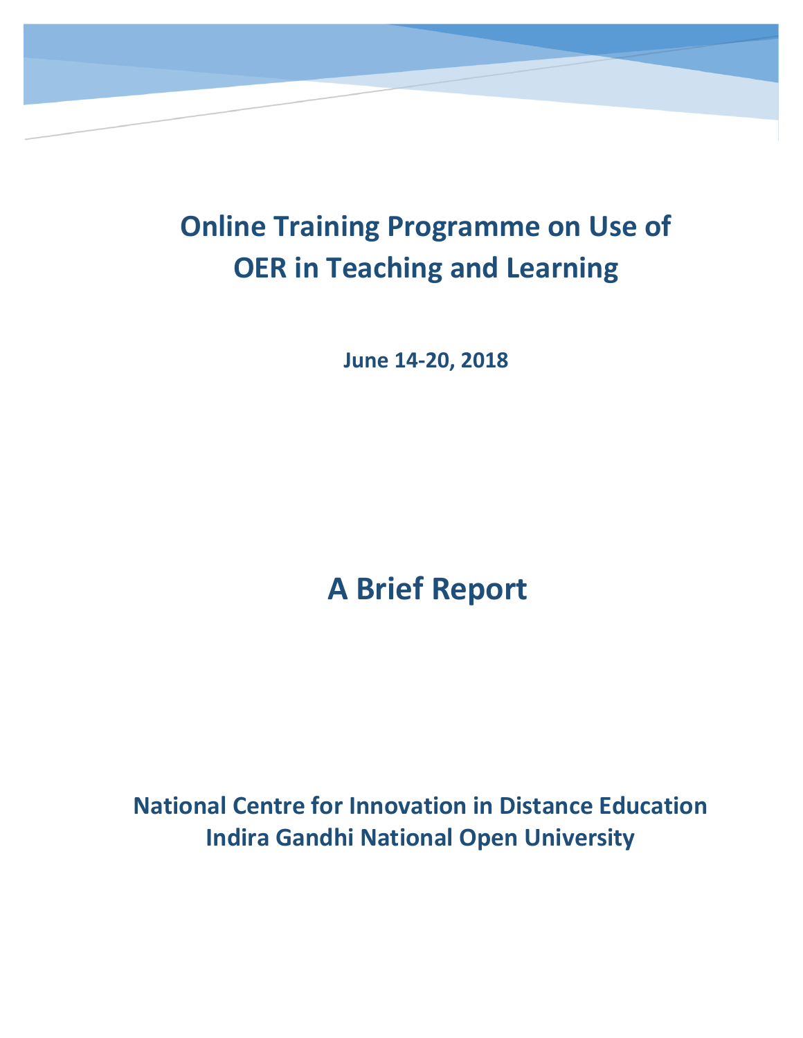# Online Training Programme on Use of OER in Teaching and Learning

**June 14-20, 2018**

# A Brief Report

**National Centre for Innovation in Distance Education**
**Indira Gandhi National Open University**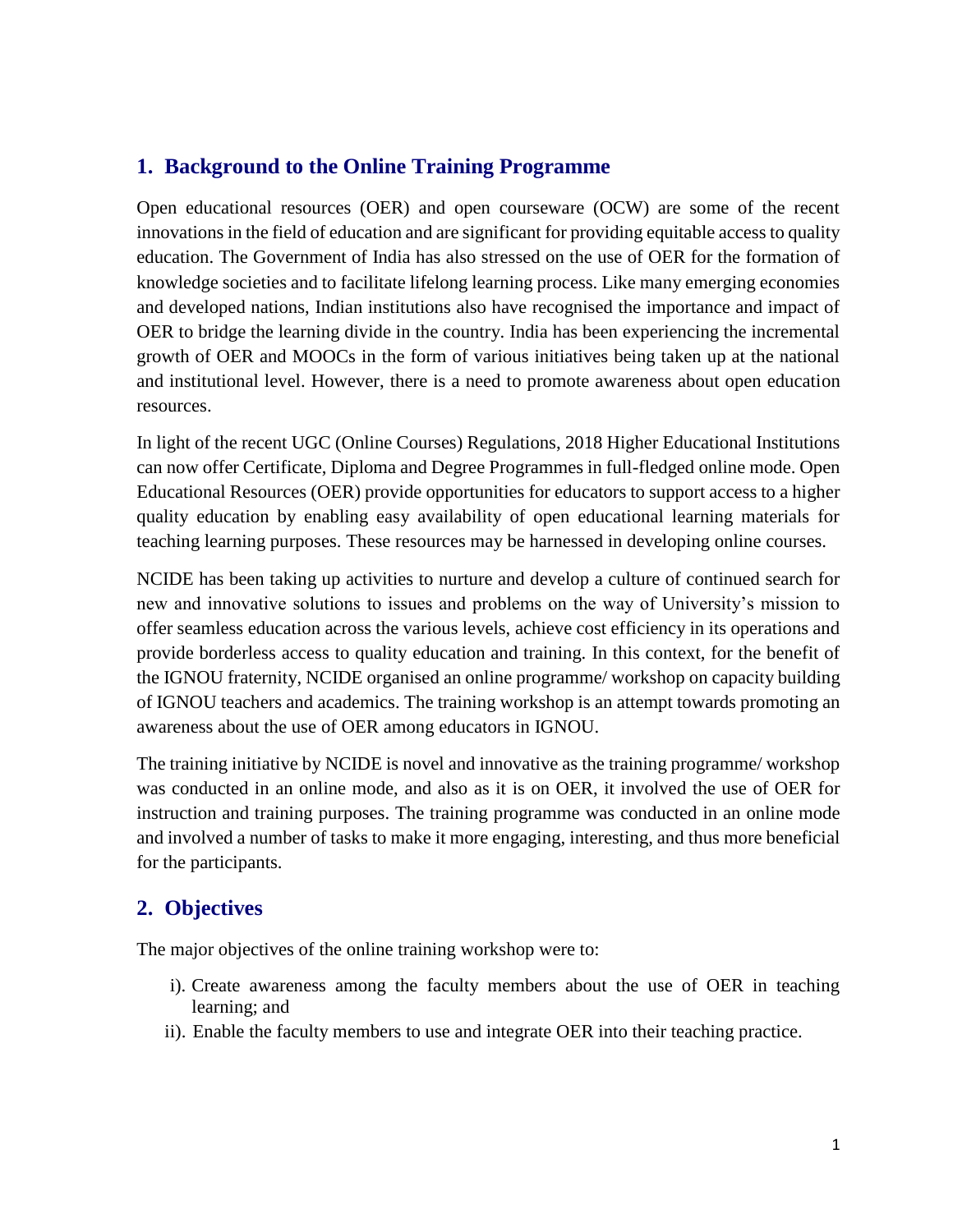## 1. Background to the Online Training Programme

Open educational resources (OER) and open courseware (OCW) are some of the recent innovations in the field of education and are significant for providing equitable access to quality education. The Government of India has also stressed on the use of OER for the formation of knowledge societies and to facilitate lifelong learning process. Like many emerging economies and developed nations, Indian institutions also have recognised the importance and impact of OER to bridge the learning divide in the country. India has been experiencing the incremental growth of OER and MOOCs in the form of various initiatives being taken up at the national and institutional level. However, there is a need to promote awareness about open education resources.

In light of the recent UGC (Online Courses) Regulations, 2018 Higher Educational Institutions can now offer Certificate, Diploma and Degree Programmes in full-fledged online mode. Open Educational Resources (OER) provide opportunities for educators to support access to a higher quality education by enabling easy availability of open educational learning materials for teaching learning purposes. These resources may be harnessed in developing online courses.

NCIDE has been taking up activities to nurture and develop a culture of continued search for new and innovative solutions to issues and problems on the way of University's mission to offer seamless education across the various levels, achieve cost efficiency in its operations and provide borderless access to quality education and training. In this context, for the benefit of the IGNOU fraternity, NCIDE organised an online programme/ workshop on capacity building of IGNOU teachers and academics. The training workshop is an attempt towards promoting an awareness about the use of OER among educators in IGNOU.

The training initiative by NCIDE is novel and innovative as the training programme/ workshop was conducted in an online mode, and also as it is on OER, it involved the use of OER for instruction and training purposes. The training programme was conducted in an online mode and involved a number of tasks to make it more engaging, interesting, and thus more beneficial for the participants.

## 2. Objectives

The major objectives of the online training workshop were to:

i). Create awareness among the faculty members about the use of OER in teaching learning; and

ii). Enable the faculty members to use and integrate OER into their teaching practice.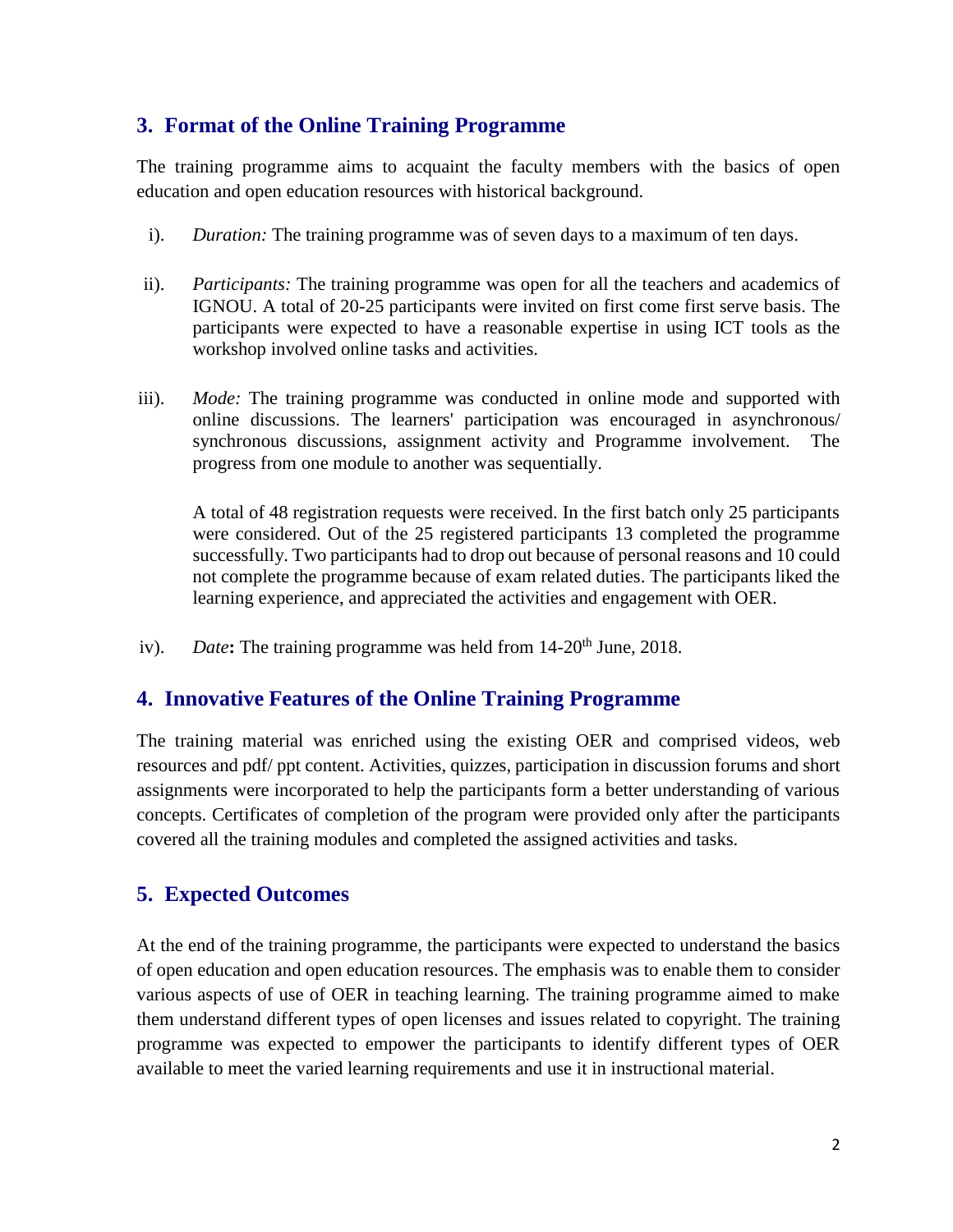## 3. Format of the Online Training Programme

The training programme aims to acquaint the faculty members with the basics of open education and open education resources with historical background.

i). *Duration:* The training programme was of seven days to a maximum of ten days.

ii). *Participants:* The training programme was open for all the teachers and academics of IGNOU. A total of 20-25 participants were invited on first come first serve basis. The participants were expected to have a reasonable expertise in using ICT tools as the workshop involved online tasks and activities.

iii). *Mode:* The training programme was conducted in online mode and supported with online discussions. The learners' participation was encouraged in asynchronous/ synchronous discussions, assignment activity and Programme involvement. The progress from one module to another was sequentially.

A total of 48 registration requests were received. In the first batch only 25 participants were considered. Out of the 25 registered participants 13 completed the programme successfully. Two participants had to drop out because of personal reasons and 10 could not complete the programme because of exam related duties. The participants liked the learning experience, and appreciated the activities and engagement with OER.

iv). *Date*: The training programme was held from 14-20th June, 2018.

## 4. Innovative Features of the Online Training Programme

The training material was enriched using the existing OER and comprised videos, web resources and pdf/ ppt content. Activities, quizzes, participation in discussion forums and short assignments were incorporated to help the participants form a better understanding of various concepts. Certificates of completion of the program were provided only after the participants covered all the training modules and completed the assigned activities and tasks.

## 5. Expected Outcomes

At the end of the training programme, the participants were expected to understand the basics of open education and open education resources. The emphasis was to enable them to consider various aspects of use of OER in teaching learning. The training programme aimed to make them understand different types of open licenses and issues related to copyright. The training programme was expected to empower the participants to identify different types of OER available to meet the varied learning requirements and use it in instructional material.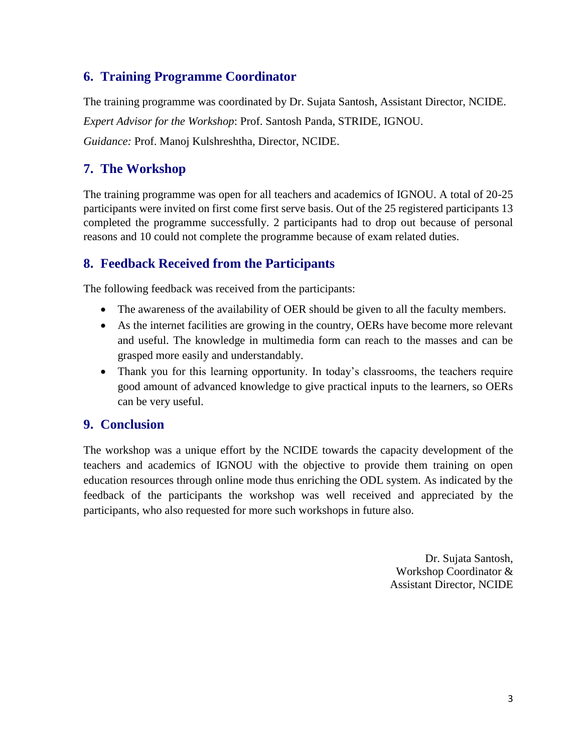## 6. Training Programme Coordinator

The training programme was coordinated by Dr. Sujata Santosh, Assistant Director, NCIDE.

*Expert Advisor for the Workshop*: Prof. Santosh Panda, STRIDE, IGNOU.

*Guidance:* Prof. Manoj Kulshreshtha, Director, NCIDE.

## 7. The Workshop

The training programme was open for all teachers and academics of IGNOU. A total of 20-25 participants were invited on first come first serve basis. Out of the 25 registered participants 13 completed the programme successfully. 2 participants had to drop out because of personal reasons and 10 could not complete the programme because of exam related duties.

## 8. Feedback Received from the Participants

The following feedback was received from the participants:

- The awareness of the availability of OER should be given to all the faculty members.
- As the internet facilities are growing in the country, OERs have become more relevant and useful. The knowledge in multimedia form can reach to the masses and can be grasped more easily and understandably.
- Thank you for this learning opportunity. In today's classrooms, the teachers require good amount of advanced knowledge to give practical inputs to the learners, so OERs can be very useful.

## 9. Conclusion

The workshop was a unique effort by the NCIDE towards the capacity development of the teachers and academics of IGNOU with the objective to provide them training on open education resources through online mode thus enriching the ODL system. As indicated by the feedback of the participants the workshop was well received and appreciated by the participants, who also requested for more such workshops in future also.

Dr. Sujata Santosh,
Workshop Coordinator &
Assistant Director, NCIDE